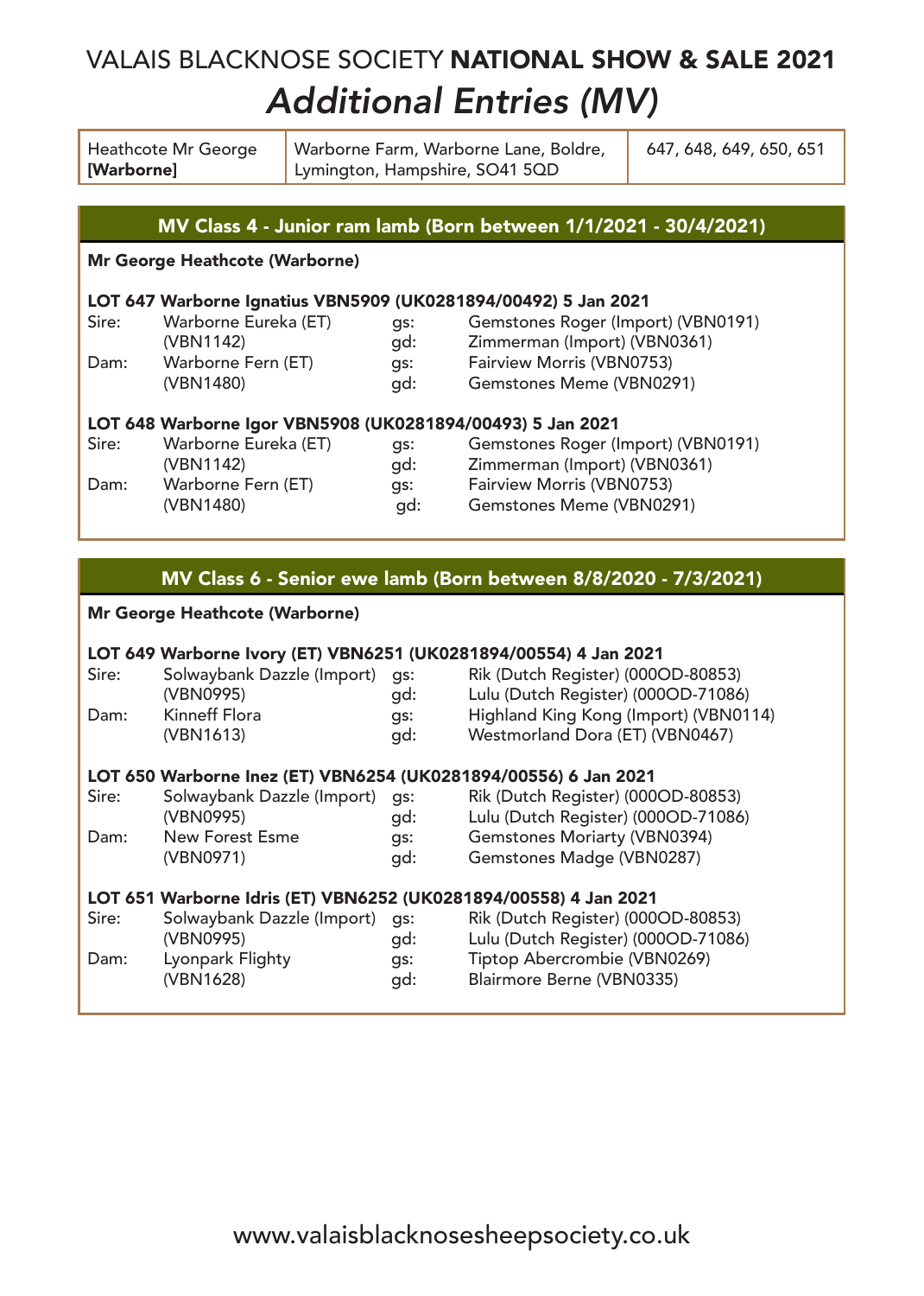# VALAIS BLACKNOSE SOCIETY **NATIONAL SHOW & SALE 2021**

## *Additional Entries (MV)*

| Heathcote Mr George **[Warborne]** | Warborne Farm, Warborne Lane, Boldre, Lymington, Hampshire, SO41 5QD | 647, 648, 649, 650, 651 |
|---|---|---|

### MV Class 4 - Junior ram lamb (Born between 1/1/2021 - 30/4/2021)

**Mr George Heathcote (Warborne)**

**LOT 647 Warborne Ignatius VBN5909 (UK0281894/00492) 5 Jan 2021**

| | | | |
|---|---|---|---|
| Sire: | Warborne Eureka (ET) | gs: | Gemstones Roger (Import) (VBN0191) |
| | (VBN1142) | gd: | Zimmerman (Import) (VBN0361) |
| Dam: | Warborne Fern (ET) | gs: | Fairview Morris (VBN0753) |
| | (VBN1480) | gd: | Gemstones Meme (VBN0291) |

**LOT 648 Warborne Igor VBN5908 (UK0281894/00493) 5 Jan 2021**

| | | | |
|---|---|---|---|
| Sire: | Warborne Eureka (ET) | gs: | Gemstones Roger (Import) (VBN0191) |
| | (VBN1142) | gd: | Zimmerman (Import) (VBN0361) |
| Dam: | Warborne Fern (ET) | gs: | Fairview Morris (VBN0753) |
| | (VBN1480) | gd: | Gemstones Meme (VBN0291) |

### MV Class 6 - Senior ewe lamb (Born between 8/8/2020 - 7/3/2021)

**Mr George Heathcote (Warborne)**

**LOT 649 Warborne Ivory (ET) VBN6251 (UK0281894/00554) 4 Jan 2021**

| | | | |
|---|---|---|---|
| Sire: | Solwaybank Dazzle (Import) | gs: | Rik (Dutch Register) (000OD-80853) |
| | (VBN0995) | gd: | Lulu (Dutch Register) (000OD-71086) |
| Dam: | Kinneff Flora | gs: | Highland King Kong (Import) (VBN0114) |
| | (VBN1613) | gd: | Westmorland Dora (ET) (VBN0467) |

**LOT 650 Warborne Inez (ET) VBN6254 (UK0281894/00556) 6 Jan 2021**

| | | | |
|---|---|---|---|
| Sire: | Solwaybank Dazzle (Import) | gs: | Rik (Dutch Register) (000OD-80853) |
| | (VBN0995) | gd: | Lulu (Dutch Register) (000OD-71086) |
| Dam: | New Forest Esme | gs: | Gemstones Moriarty (VBN0394) |
| | (VBN0971) | gd: | Gemstones Madge (VBN0287) |

**LOT 651 Warborne Idris (ET) VBN6252 (UK0281894/00558) 4 Jan 2021**

| | | | |
|---|---|---|---|
| Sire: | Solwaybank Dazzle (Import) | gs: | Rik (Dutch Register) (000OD-80853) |
| | (VBN0995) | gd: | Lulu (Dutch Register) (000OD-71086) |
| Dam: | Lyonpark Flighty | gs: | Tiptop Abercrombie (VBN0269) |
| | (VBN1628) | gd: | Blairmore Berne (VBN0335) |

www.valaisblacknosesheepsociety.co.uk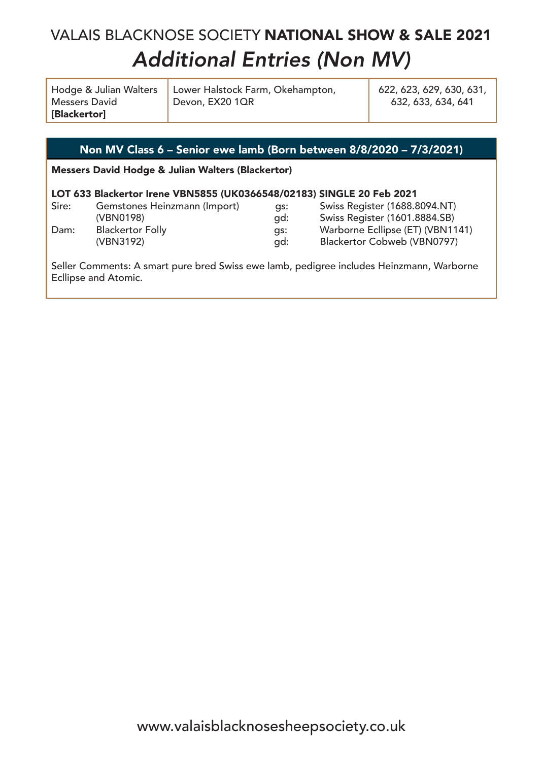# VALAIS BLACKNOSE SOCIETY **NATIONAL SHOW & SALE 2021**

## *Additional Entries (Non MV)*

| | | |
|---|---|---|
| Hodge & Julian Walters Messers David **[Blackertor]** | Lower Halstock Farm, Okehampton, Devon, EX20 1QR | 622, 623, 629, 630, 631, 632, 633, 634, 641 |

### Non MV Class 6 – Senior ewe lamb (Born between 8/8/2020 – 7/3/2021)

**Messers David Hodge & Julian Walters (Blackertor)**

**LOT 633 Blackertor Irene VBN5855 (UK0366548/02183) SINGLE 20 Feb 2021**

| | | | |
|---|---|---|---|
| Sire: | Gemstones Heinzmann (Import) (VBN0198) | gs: | Swiss Register (1688.8094.NT) |
| | | gd: | Swiss Register (1601.8884.SB) |
| Dam: | Blackertor Folly (VBN3192) | gs: | Warborne Ecllipse (ET) (VBN1141) |
| | | gd: | Blackertor Cobweb (VBN0797) |

Seller Comments: A smart pure bred Swiss ewe lamb, pedigree includes Heinzmann, Warborne Ecllipse and Atomic.

www.valaisblacknosesheepsociety.co.uk